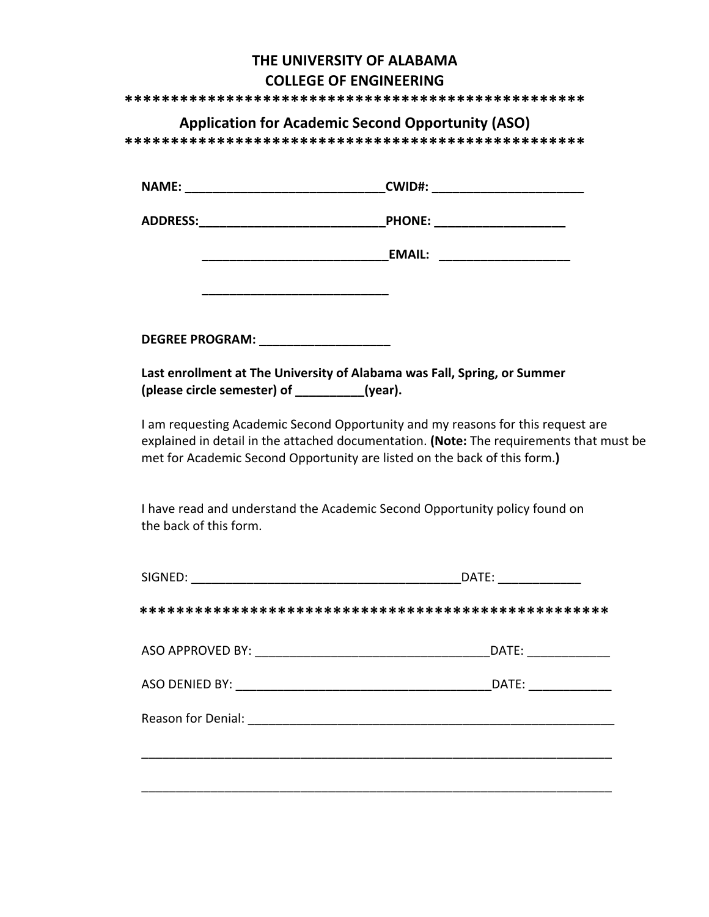**THE UNIVERSITY OF ALABAMA**
**COLLEGE OF ENGINEERING**

**************************************************

## Application for Academic Second Opportunity (ASO)

**************************************************

**NAME:** ____________________________**CWID#:** _____________________

**ADDRESS:**__________________________**PHONE:** __________________

__________________________**EMAIL:** __________________

__________________________

**DEGREE PROGRAM:** __________________

**Last enrollment at The University of Alabama was Fall, Spring, or Summer (please circle semester) of _________(year).**

I am requesting Academic Second Opportunity and my reasons for this request are explained in detail in the attached documentation. **(Note:** The requirements that must be met for Academic Second Opportunity are listed on the back of this form.**)**

I have read and understand the Academic Second Opportunity policy found on the back of this form.

SIGNED: ______________________________________DATE: ___________

**************************************************

ASO APPROVED BY: ________________________________DATE: ___________

ASO DENIED BY: ___________________________________DATE: ___________

Reason for Denial: ____________________________________________________

______________________________________________________________________

______________________________________________________________________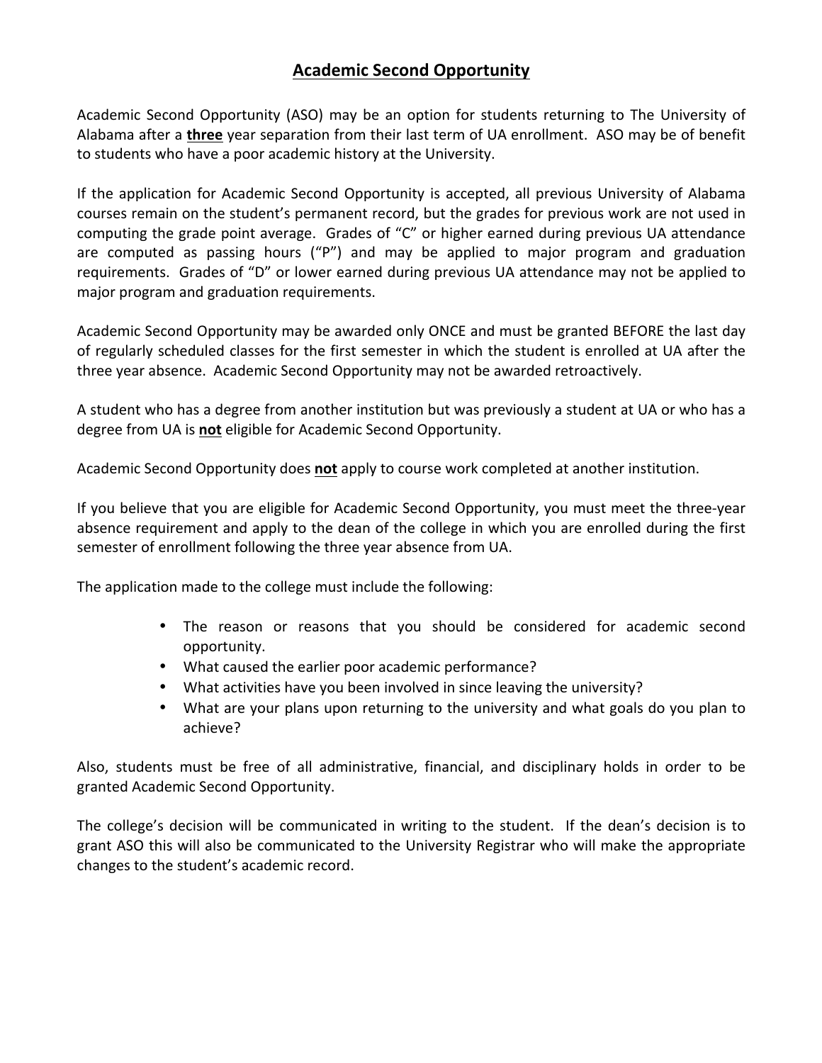# Academic Second Opportunity

Academic Second Opportunity (ASO) may be an option for students returning to The University of Alabama after a **three** year separation from their last term of UA enrollment. ASO may be of benefit to students who have a poor academic history at the University.

If the application for Academic Second Opportunity is accepted, all previous University of Alabama courses remain on the student's permanent record, but the grades for previous work are not used in computing the grade point average. Grades of "C" or higher earned during previous UA attendance are computed as passing hours ("P") and may be applied to major program and graduation requirements. Grades of "D" or lower earned during previous UA attendance may not be applied to major program and graduation requirements.

Academic Second Opportunity may be awarded only ONCE and must be granted BEFORE the last day of regularly scheduled classes for the first semester in which the student is enrolled at UA after the three year absence. Academic Second Opportunity may not be awarded retroactively.

A student who has a degree from another institution but was previously a student at UA or who has a degree from UA is **not** eligible for Academic Second Opportunity.

Academic Second Opportunity does **not** apply to course work completed at another institution.

If you believe that you are eligible for Academic Second Opportunity, you must meet the three-year absence requirement and apply to the dean of the college in which you are enrolled during the first semester of enrollment following the three year absence from UA.

The application made to the college must include the following:

- The reason or reasons that you should be considered for academic second opportunity.
- What caused the earlier poor academic performance?
- What activities have you been involved in since leaving the university?
- What are your plans upon returning to the university and what goals do you plan to achieve?

Also, students must be free of all administrative, financial, and disciplinary holds in order to be granted Academic Second Opportunity.

The college's decision will be communicated in writing to the student. If the dean's decision is to grant ASO this will also be communicated to the University Registrar who will make the appropriate changes to the student's academic record.